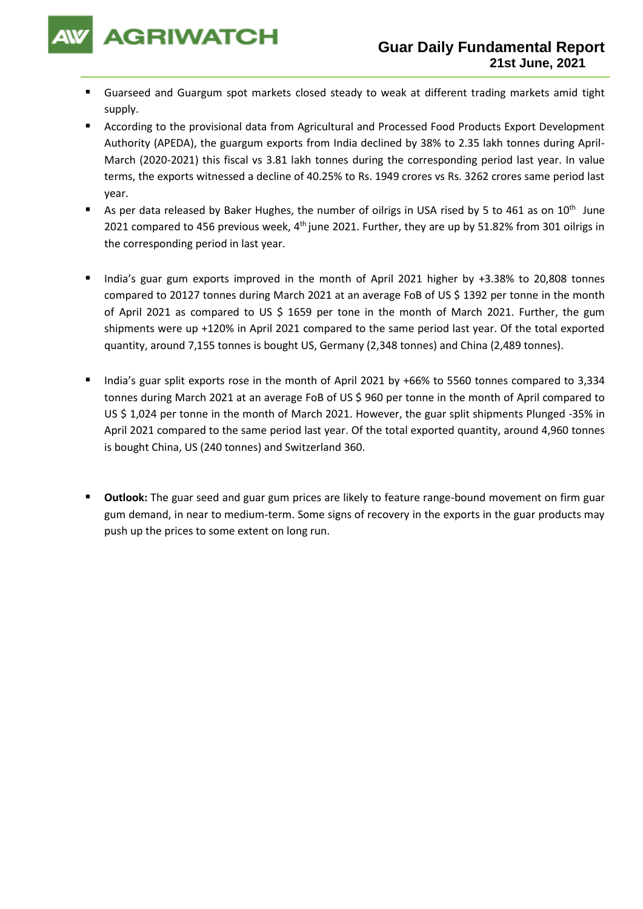# Guar Daily Fundamental Report

**21st June, 2021**

- Guarseed and Guargum spot markets closed steady to weak at different trading markets amid tight supply.
- According to the provisional data from Agricultural and Processed Food Products Export Development Authority (APEDA), the guargum exports from India declined by 38% to 2.35 lakh tonnes during April-March (2020-2021) this fiscal vs 3.81 lakh tonnes during the corresponding period last year. In value terms, the exports witnessed a decline of 40.25% to Rs. 1949 crores vs Rs. 3262 crores same period last year.
- As per data released by Baker Hughes, the number of oilrigs in USA rised by 5 to 461 as on 10th June 2021 compared to 456 previous week, 4th june 2021. Further, they are up by 51.82% from 301 oilrigs in the corresponding period in last year.
- India's guar gum exports improved in the month of April 2021 higher by +3.38% to 20,808 tonnes compared to 20127 tonnes during March 2021 at an average FoB of US $ 1392 per tonne in the month of April 2021 as compared to US $ 1659 per tone in the month of March 2021. Further, the gum shipments were up +120% in April 2021 compared to the same period last year. Of the total exported quantity, around 7,155 tonnes is bought US, Germany (2,348 tonnes) and China (2,489 tonnes).
- India's guar split exports rose in the month of April 2021 by +66% to 5560 tonnes compared to 3,334 tonnes during March 2021 at an average FoB of US $ 960 per tonne in the month of April compared to US $ 1,024 per tonne in the month of March 2021. However, the guar split shipments Plunged -35% in April 2021 compared to the same period last year. Of the total exported quantity, around 4,960 tonnes is bought China, US (240 tonnes) and Switzerland 360.
- **Outlook:** The guar seed and guar gum prices are likely to feature range-bound movement on firm guar gum demand, in near to medium-term. Some signs of recovery in the exports in the guar products may push up the prices to some extent on long run.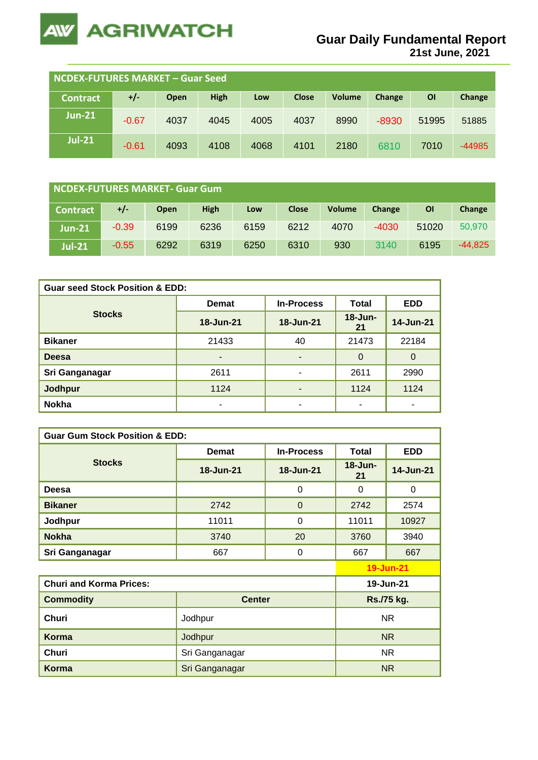# Guar Daily Fundamental Report
**21st June, 2021**

**NCDEX-FUTURES MARKET – Guar Seed**

| Contract | +/- | Open | High | Low | Close | Volume | Change | OI | Change |
|---|---|---|---|---|---|---|---|---|---|
| Jun-21 | -0.67 | 4037 | 4045 | 4005 | 4037 | 8990 | -8930 | 51995 | 51885 |
| Jul-21 | -0.61 | 4093 | 4108 | 4068 | 4101 | 2180 | 6810 | 7010 | -44985 |

**NCDEX-FUTURES MARKET- Guar Gum**

| Contract | +/- | Open | High | Low | Close | Volume | Change | OI | Change |
|---|---|---|---|---|---|---|---|---|---|
| Jun-21 | -0.39 | 6199 | 6236 | 6159 | 6212 | 4070 | -4030 | 51020 | 50,970 |
| Jul-21 | -0.55 | 6292 | 6319 | 6250 | 6310 | 930 | 3140 | 6195 | -44,825 |

**Guar seed Stock Position & EDD:**

| Stocks | Demat | In-Process | Total | EDD |
|---|---|---|---|---|
| | 18-Jun-21 | 18-Jun-21 | 18-Jun-21 | 14-Jun-21 |
| Bikaner | 21433 | 40 | 21473 | 22184 |
| Deesa | - | - | 0 | 0 |
| Sri Ganganagar | 2611 | - | 2611 | 2990 |
| Jodhpur | 1124 | - | 1124 | 1124 |
| Nokha | - | - | - | - |

**Guar Gum Stock Position & EDD:**

| Stocks | Demat | In-Process | Total | EDD |
|---|---|---|---|---|
| | 18-Jun-21 | 18-Jun-21 | 18-Jun-21 | 14-Jun-21 |
| Deesa | | 0 | 0 | 0 |
| Bikaner | 2742 | 0 | 2742 | 2574 |
| Jodhpur | 11011 | 0 | 11011 | 10927 |
| Nokha | 3740 | 20 | 3760 | 3940 |
| Sri Ganganagar | 667 | 0 | 667 | 667 |

**Churi and Korma Prices:** 19-Jun-21

| Commodity | Center | Rs./75 kg. |
|---|---|---|
| Churi | Jodhpur | NR |
| Korma | Jodhpur | NR |
| Churi | Sri Ganganagar | NR |
| Korma | Sri Ganganagar | NR |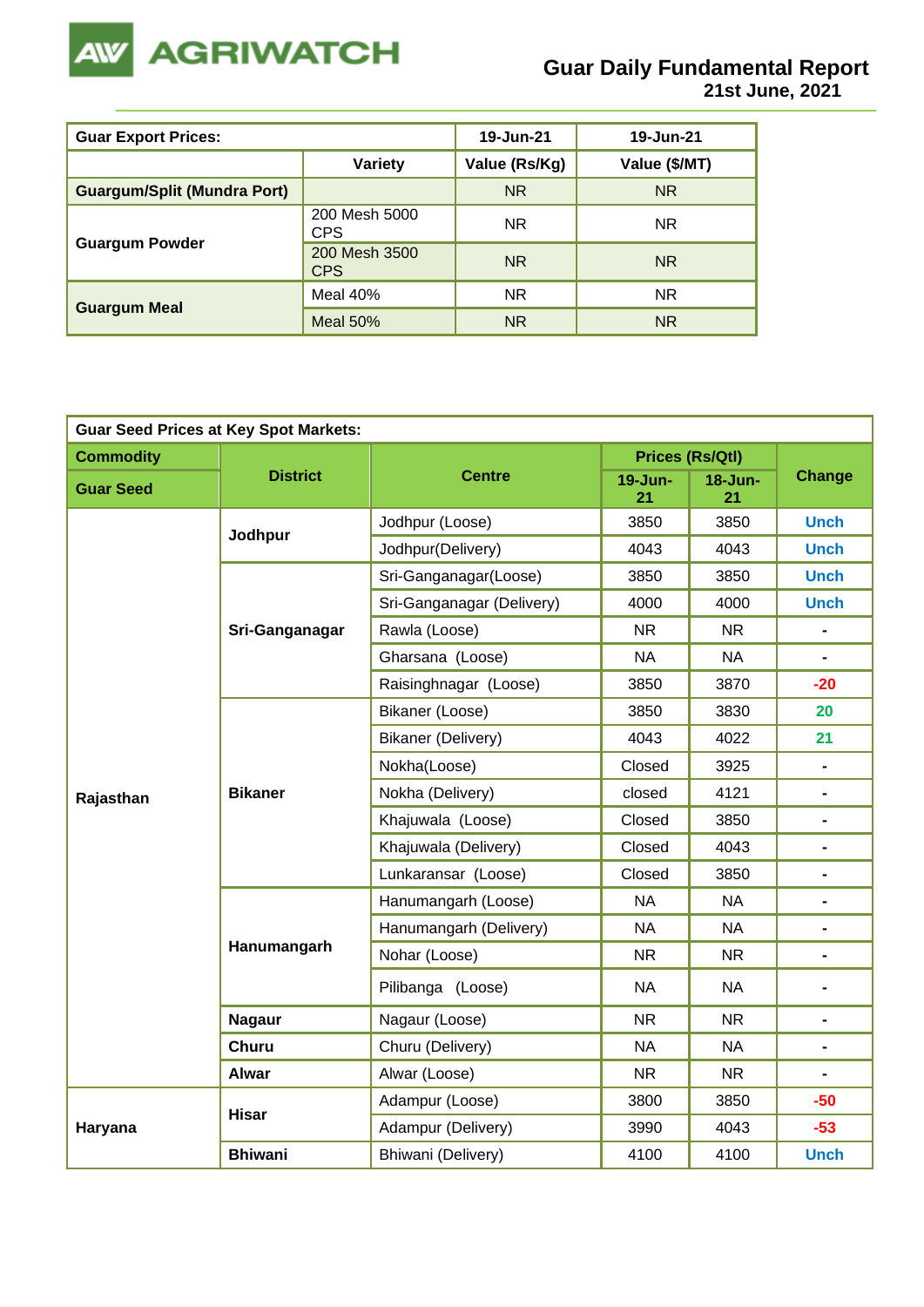# Guar Daily Fundamental Report
## 21st June, 2021

| Guar Export Prices: | | 19-Jun-21 | 19-Jun-21 |
|---|---|---|---|
| | Variety | Value (Rs/Kg) | Value ($/MT) |
| Guargum/Split (Mundra Port) | | NR | NR |
| Guargum Powder | 200 Mesh 5000 CPS | NR | NR |
| | 200 Mesh 3500 CPS | NR | NR |
| Guargum Meal | Meal 40% | NR | NR |
| | Meal 50% | NR | NR |

| Guar Seed Prices at Key Spot Markets: | | | | | |
|---|---|---|---|---|---|
| Commodity | District | Centre | Prices (Rs/Qtl) | | Change |
| Guar Seed | | | 19-Jun-21 | 18-Jun-21 | |
| Rajasthan | Jodhpur | Jodhpur (Loose) | 3850 | 3850 | Unch |
| | | Jodhpur(Delivery) | 4043 | 4043 | Unch |
| | Sri-Ganganagar | Sri-Ganganagar(Loose) | 3850 | 3850 | Unch |
| | | Sri-Ganganagar (Delivery) | 4000 | 4000 | Unch |
| | | Rawla (Loose) | NR | NR | - |
| | | Gharsana (Loose) | NA | NA | - |
| | | Raisinghnagar (Loose) | 3850 | 3870 | -20 |
| | Bikaner | Bikaner (Loose) | 3850 | 3830 | 20 |
| | | Bikaner (Delivery) | 4043 | 4022 | 21 |
| | | Nokha(Loose) | Closed | 3925 | - |
| | | Nokha (Delivery) | closed | 4121 | - |
| | | Khajuwala (Loose) | Closed | 3850 | - |
| | | Khajuwala (Delivery) | Closed | 4043 | - |
| | | Lunkaransar (Loose) | Closed | 3850 | - |
| | Hanumangarh | Hanumangarh (Loose) | NA | NA | - |
| | | Hanumangarh (Delivery) | NA | NA | - |
| | | Nohar (Loose) | NR | NR | - |
| | | Pilibanga (Loose) | NA | NA | - |
| | Nagaur | Nagaur (Loose) | NR | NR | - |
| | Churu | Churu (Delivery) | NA | NA | - |
| | Alwar | Alwar (Loose) | NR | NR | - |
| Haryana | Hisar | Adampur (Loose) | 3800 | 3850 | -50 |
| | | Adampur (Delivery) | 3990 | 4043 | -53 |
| | Bhiwani | Bhiwani (Delivery) | 4100 | 4100 | Unch |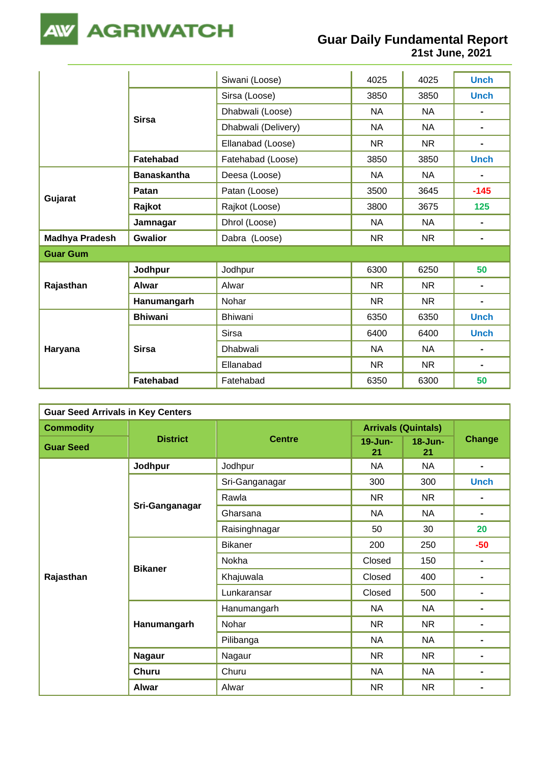| | | | | | |
|---|---|---|---|---|---|
| | | Siwani (Loose) | 4025 | 4025 | Unch |
| | Sirsa | Sirsa (Loose) | 3850 | 3850 | Unch |
| | | Dhabwali (Loose) | NA | NA | - |
| | | Dhabwali (Delivery) | NA | NA | - |
| | | Ellanabad (Loose) | NR | NR | - |
| | Fatehabad | Fatehabad (Loose) | 3850 | 3850 | Unch |
| Gujarat | Banaskantha | Deesa (Loose) | NA | NA | - |
| | Patan | Patan (Loose) | 3500 | 3645 | -145 |
| | Rajkot | Rajkot (Loose) | 3800 | 3675 | 125 |
| | Jamnagar | Dhrol (Loose) | NA | NA | - |
| Madhya Pradesh | Gwalior | Dabra (Loose) | NR | NR | - |
| **Guar Gum** | | | | | |
| Rajasthan | Jodhpur | Jodhpur | 6300 | 6250 | 50 |
| | Alwar | Alwar | NR | NR | - |
| | Hanumangarh | Nohar | NR | NR | - |
| Haryana | Bhiwani | Bhiwani | 6350 | 6350 | Unch |
| | Sirsa | Sirsa | 6400 | 6400 | Unch |
| | | Dhabwali | NA | NA | - |
| | | Ellanabad | NR | NR | - |
| | Fatehabad | Fatehabad | 6350 | 6300 | 50 |

**Guar Seed Arrivals in Key Centers**

| Commodity | District | Centre | Arrivals (Quintals) | | Change |
|---|---|---|---|---|---|
| Guar Seed | | | 19-Jun-21 | 18-Jun-21 | |
| Rajasthan | Jodhpur | Jodhpur | NA | NA | - |
| | Sri-Ganganagar | Sri-Ganganagar | 300 | 300 | Unch |
| | | Rawla | NR | NR | - |
| | | Gharsana | NA | NA | - |
| | | Raisinghnagar | 50 | 30 | 20 |
| | Bikaner | Bikaner | 200 | 250 | -50 |
| | | Nokha | Closed | 150 | - |
| | | Khajuwala | Closed | 400 | - |
| | | Lunkaransar | Closed | 500 | - |
| | Hanumangarh | Hanumangarh | NA | NA | - |
| | | Nohar | NR | NR | - |
| | | Pilibanga | NA | NA | - |
| | Nagaur | Nagaur | NR | NR | - |
| | Churu | Churu | NA | NA | - |
| | Alwar | Alwar | NR | NR | - |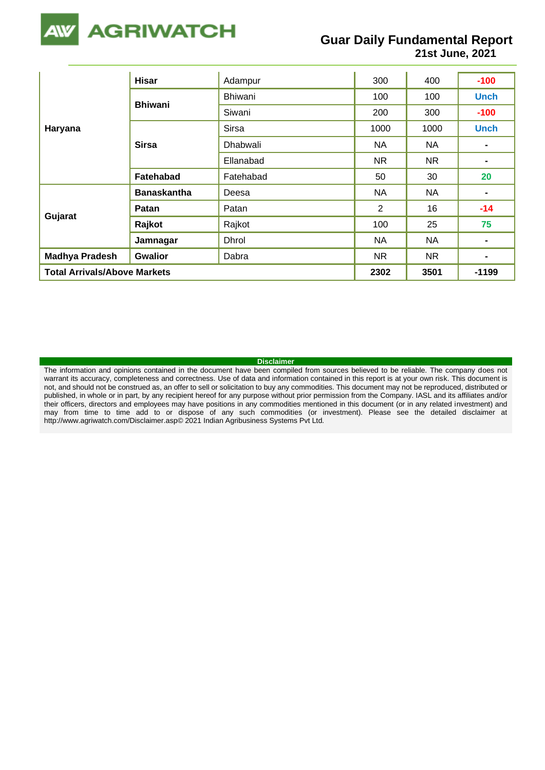| | | | | | |
|---|---|---|---|---|---|
| Haryana | Hisar | Adampur | 300 | 400 | -100 |
| | Bhiwani | Bhiwani | 100 | 100 | Unch |
| | | Siwani | 200 | 300 | -100 |
| | Sirsa | Sirsa | 1000 | 1000 | Unch |
| | | Dhabwali | NA | NA | - |
| | | Ellanabad | NR | NR | - |
| | Fatehabad | Fatehabad | 50 | 30 | 20 |
| Gujarat | Banaskantha | Deesa | NA | NA | - |
| | Patan | Patan | 2 | 16 | -14 |
| | Rajkot | Rajkot | 100 | 25 | 75 |
| | Jamnagar | Dhrol | NA | NA | - |
| Madhya Pradesh | Gwalior | Dabra | NR | NR | - |
| **Total Arrivals/Above Markets** | | | **2302** | **3501** | **-1199** |

**Disclaimer**

The information and opinions contained in the document have been compiled from sources believed to be reliable. The company does not warrant its accuracy, completeness and correctness. Use of data and information contained in this report is at your own risk. This document is not, and should not be construed as, an offer to sell or solicitation to buy any commodities. This document may not be reproduced, distributed or published, in whole or in part, by any recipient hereof for any purpose without prior permission from the Company. IASL and its affiliates and/or their officers, directors and employees may have positions in any commodities mentioned in this document (or in any related investment) and may from time to time add to or dispose of any such commodities (or investment). Please see the detailed disclaimer at http://www.agriwatch.com/Disclaimer.asp© 2021 Indian Agribusiness Systems Pvt Ltd.